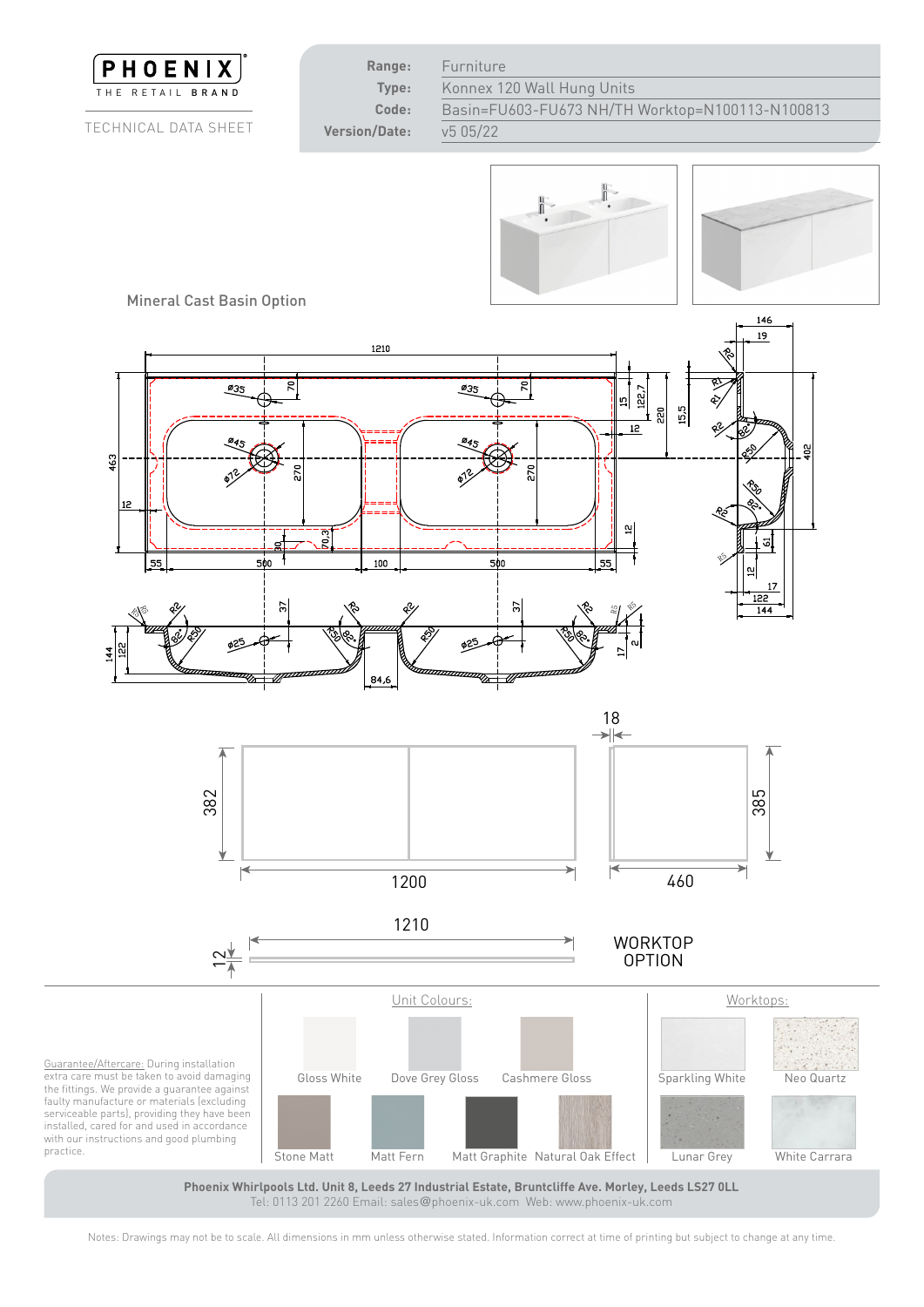PHOENIX

THE RETAIL BRAND

TECHNICAL DATA SHEET

| | |
|---|---|
| **Range:** | Furniture |
| **Type:** | Konnex 120 Wall Hung Units |
| **Code:** | Basin=FU603-FU673 NH/TH Worktop=N100113-N100813 |
| **Version/Date:** | v5 05/22 |

Mineral Cast Basin Option

WORKTOP OPTION

**Unit Colours:**

- Gloss White
- Dove Grey Gloss
- Cashmere Gloss
- Stone Matt
- Matt Fern
- Matt Graphite
- Natural Oak Effect

**Worktops:**

- Sparkling White
- Neo Quartz
- Lunar Grey
- White Carrara

Guarantee/Aftercare: During installation extra care must be taken to avoid damaging the fittings. We provide a guarantee against faulty manufacture or materials (excluding serviceable parts), providing they have been installed, cared for and used in accordance with our instructions and good plumbing practice.

**Phoenix Whirlpools Ltd. Unit 8, Leeds 27 Industrial Estate, Bruntcliffe Ave. Morley, Leeds LS27 0LL**
Tel: 0113 201 2260 Email: sales@phoenix-uk.com Web: www.phoenix-uk.com

Notes: Drawings may not be to scale. All dimensions in mm unless otherwise stated. Information correct at time of printing but subject to change at any time.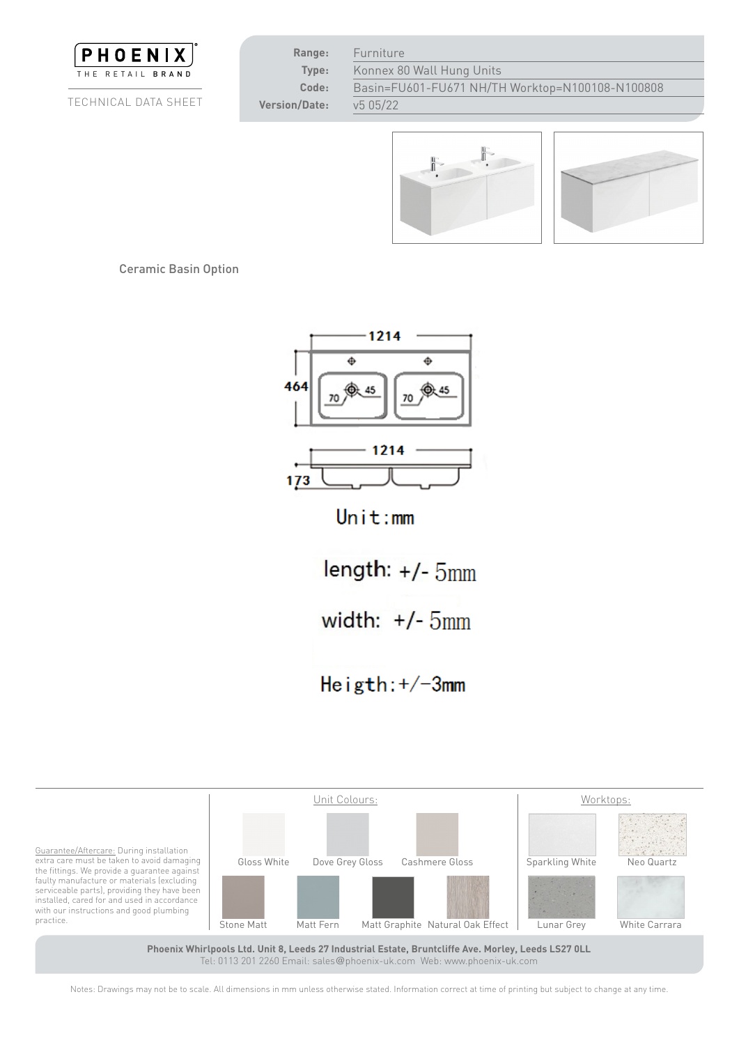**PHOENIX** THE RETAIL BRAND

TECHNICAL DATA SHEET

| | |
|---|---|
| **Range:** | Furniture |
| **Type:** | Konnex 80 Wall Hung Units |
| **Code:** | Basin=FU601-FU671 NH/TH Worktop=N100108-N100808 |
| **Version/Date:** | v5 05/22 |

Ceramic Basin Option

1214

464

70

45

70

45

1214

173

Unit:mm

length: +/- 5mm

width: +/- 5mm

Heigth:+/-3mm

Guarantee/Aftercare: During installation extra care must be taken to avoid damaging the fittings. We provide a guarantee against faulty manufacture or materials (excluding serviceable parts), providing they have been installed, cared for and used in accordance with our instructions and good plumbing practice.

Unit Colours:

- Gloss White
- Dove Grey Gloss
- Cashmere Gloss
- Stone Matt
- Matt Fern
- Matt Graphite
- Natural Oak Effect

Worktops:

- Sparkling White
- Neo Quartz
- Lunar Grey
- White Carrara

**Phoenix Whirlpools Ltd. Unit 8, Leeds 27 Industrial Estate, Bruntcliffe Ave. Morley, Leeds LS27 0LL**
Tel: 0113 201 2260 Email: sales@phoenix-uk.com Web: www.phoenix-uk.com

Notes: Drawings may not be to scale. All dimensions in mm unless otherwise stated. Information correct at time of printing but subject to change at any time.